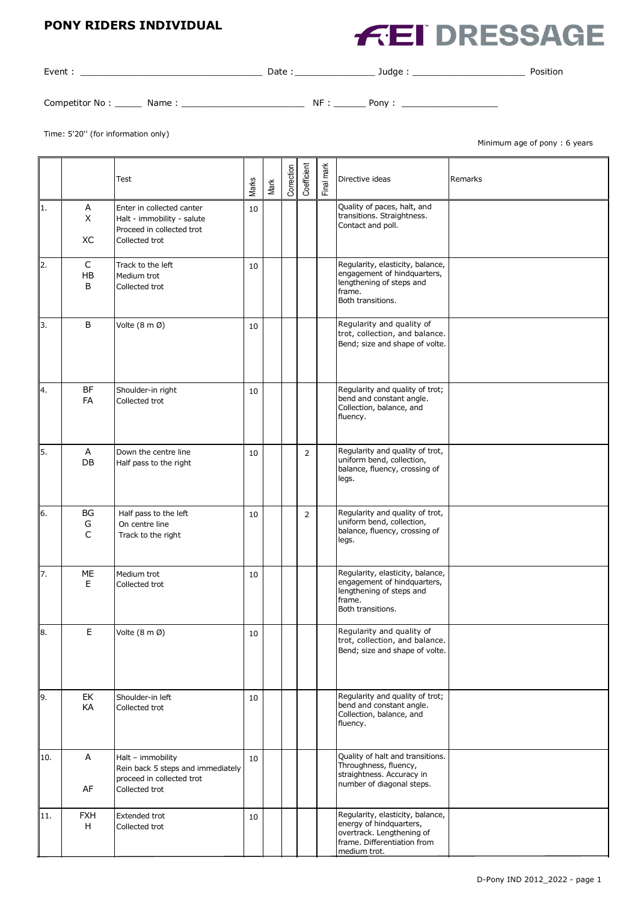# PONY RIDERS INDIVIDUAL

**FEI DRESSAGE**

Event : ______________________ Date :____________ Judge : _______________ Position

Competitor No : _____ Name : ____________________ NF : ______ Pony : _______________

Time: 5'20'' (for information only)

Minimum age of pony : 6 years

| | | Test | Marks | Mark | Correction | Coefficient | Final mark | Directive ideas | Remarks |
|---|---|---|---|---|---|---|---|---|---|
| 1. | A<br>X<br><br>XC | Enter in collected canter<br>Halt - immobility - salute<br>Proceed in collected trot<br>Collected trot | 10 | | | | | Quality of paces, halt, and transitions. Straightness. Contact and poll. | |
| 2. | C<br>HB<br>B | Track to the left<br>Medium trot<br>Collected trot | 10 | | | | | Regularity, elasticity, balance, engagement of hindquarters, lengthening of steps and frame.<br>Both transitions. | |
| 3. | B | Volte (8 m Ø) | 10 | | | | | Regularity and quality of trot, collection, and balance. Bend; size and shape of volte. | |
| 4. | BF<br>FA | Shoulder-in right<br>Collected trot | 10 | | | | | Regularity and quality of trot; bend and constant angle. Collection, balance, and fluency. | |
| 5. | A<br>DB | Down the centre line<br>Half pass to the right | 10 | | | 2 | | Regularity and quality of trot, uniform bend, collection, balance, fluency, crossing of legs. | |
| 6. | BG<br>G<br>C | Half pass to the left<br>On centre line<br>Track to the right | 10 | | | 2 | | Regularity and quality of trot, uniform bend, collection, balance, fluency, crossing of legs. | |
| 7. | ME<br>E | Medium trot<br>Collected trot | 10 | | | | | Regularity, elasticity, balance, engagement of hindquarters, lengthening of steps and frame.<br>Both transitions. | |
| 8. | E | Volte (8 m Ø) | 10 | | | | | Regularity and quality of trot, collection, and balance. Bend; size and shape of volte. | |
| 9. | EK<br>KA | Shoulder-in left<br>Collected trot | 10 | | | | | Regularity and quality of trot; bend and constant angle. Collection, balance, and fluency. | |
| 10. | A<br><br><br>AF | Halt – immobility<br>Rein back 5 steps and immediately proceed in collected trot<br>Collected trot | 10 | | | | | Quality of halt and transitions. Throughness, fluency, straightness. Accuracy in number of diagonal steps. | |
| 11. | FXH<br>H | Extended trot<br>Collected trot | 10 | | | | | Regularity, elasticity, balance, energy of hindquarters, overtrack. Lengthening of frame. Differentiation from medium trot. | |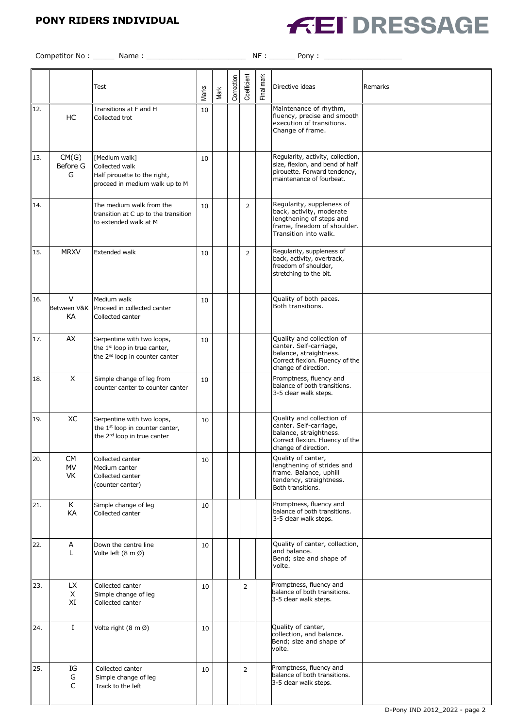**PONY RIDERS INDIVIDUAL**

**FEI DRESSAGE**

Competitor No : _____ Name : ______________________ NF : ______ Pony : _________________

| | | Test | Marks | Mark | Correction | Coefficient | Final mark | Directive ideas | Remarks |
|---|---|---|---|---|---|---|---|---|---|
| 12. | HC | Transitions at F and H<br>Collected trot | 10 | | | | | Maintenance of rhythm, fluency, precise and smooth execution of transitions. Change of frame. | |
| 13. | CM(G)<br>Before G<br>G | [Medium walk]<br>Collected walk<br>Half pirouette to the right, proceed in medium walk up to M | 10 | | | | | Regularity, activity, collection, size, flexion, and bend of half pirouette. Forward tendency, maintenance of fourbeat. | |
| 14. | | The medium walk from the transition at C up to the transition to extended walk at M | 10 | | | 2 | | Regularity, suppleness of back, activity, moderate lengthening of steps and frame, freedom of shoulder. Transition into walk. | |
| 15. | MRXV | Extended walk | 10 | | | 2 | | Regularity, suppleness of back, activity, overtrack, freedom of shoulder, stretching to the bit. | |
| 16. | V<br>Between V&K<br>KA | Medium walk<br>Proceed in collected canter<br>Collected canter | 10 | | | | | Quality of both paces. Both transitions. | |
| 17. | AX | Serpentine with two loops, the 1st loop in true canter, the 2nd loop in counter canter | 10 | | | | | Quality and collection of canter. Self-carriage, balance, straightness. Correct flexion. Fluency of the change of direction. | |
| 18. | X | Simple change of leg from counter canter to counter canter | 10 | | | | | Promptness, fluency and balance of both transitions. 3-5 clear walk steps. | |
| 19. | XC | Serpentine with two loops, the 1st loop in counter canter, the 2nd loop in true canter | 10 | | | | | Quality and collection of canter. Self-carriage, balance, straightness. Correct flexion. Fluency of the change of direction. | |
| 20. | CM<br>MV<br>VK | Collected canter<br>Medium canter<br>Collected canter<br>(counter canter) | 10 | | | | | Quality of canter, lengthening of strides and frame. Balance, uphill tendency, straightness. Both transitions. | |
| 21. | K<br>KA | Simple change of leg<br>Collected canter | 10 | | | | | Promptness, fluency and balance of both transitions. 3-5 clear walk steps. | |
| 22. | A<br>L | Down the centre line<br>Volte left (8 m Ø) | 10 | | | | | Quality of canter, collection, and balance. Bend; size and shape of volte. | |
| 23. | LX<br>X<br>XI | Collected canter<br>Simple change of leg<br>Collected canter | 10 | | | 2 | | Promptness, fluency and balance of both transitions. 3-5 clear walk steps. | |
| 24. | I | Volte right (8 m Ø) | 10 | | | | | Quality of canter, collection, and balance. Bend; size and shape of volte. | |
| 25. | IG<br>G<br>C | Collected canter<br>Simple change of leg<br>Track to the left | 10 | | | 2 | | Promptness, fluency and balance of both transitions. 3-5 clear walk steps. | |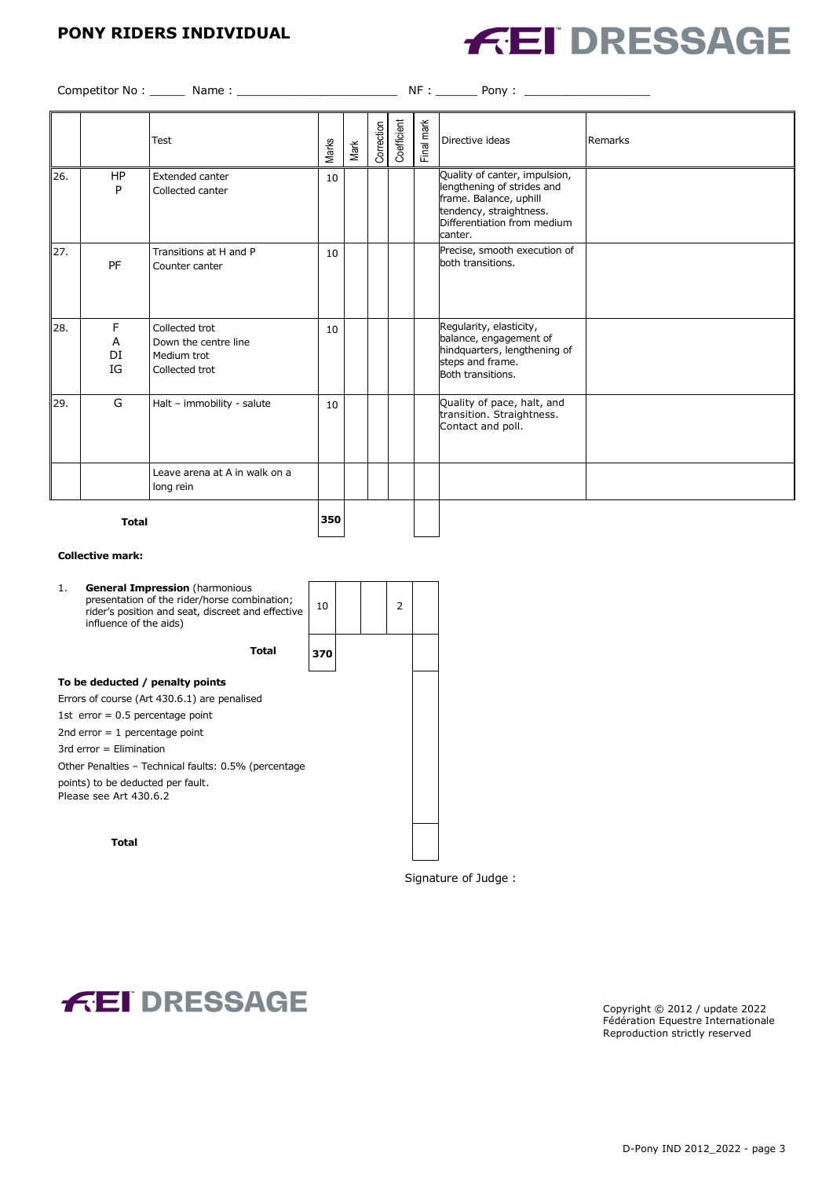# PONY RIDERS INDIVIDUAL

**FEI DRESSAGE**

Competitor No : _____ Name : ______________________ NF : ______ Pony : _________________

| | | Test | Marks | Mark | Correction | Coefficient | Final mark | Directive ideas | Remarks |
|---|---|---|---|---|---|---|---|---|---|
| 26. | HP<br>P | Extended canter<br>Collected canter | 10 | | | | | Quality of canter, impulsion, lengthening of strides and frame. Balance, uphill tendency, straightness. Differentiation from medium canter. | |
| 27. | PF | Transitions at H and P<br>Counter canter | 10 | | | | | Precise, smooth execution of both transitions. | |
| 28. | F<br>A<br>DI<br>IG | Collected trot<br>Down the centre line<br>Medium trot<br>Collected trot | 10 | | | | | Regularity, elasticity, balance, engagement of hindquarters, lengthening of steps and frame.<br>Both transitions. | |
| 29. | G | Halt – immobility - salute | 10 | | | | | Quality of pace, halt, and transition. Straightness. Contact and poll. | |
| | | Leave arena at A in walk on a long rein | | | | | | | |
| | **Total** | | **350** | | | | | | |

**Collective mark:**

| | Marks | Mark | Correction | Coefficient | Final mark |
|---|---|---|---|---|---|
| 1. **General Impression** (harmonious presentation of the rider/horse combination; rider's position and seat, discreet and effective influence of the aids) | 10 | | | 2 | |
| **Total** | **370** | | | | |

**To be deducted / penalty points**

Errors of course (Art 430.6.1) are penalised

1st error = 0.5 percentage point

2nd error = 1 percentage point

3rd error = Elimination

Other Penalties – Technical faults: 0.5% (percentage points) to be deducted per fault.
Please see Art 430.6.2

**Total**

Signature of Judge :

**FEI DRESSAGE**

Copyright © 2012 / update 2022
Fédération Equestre Internationale
Reproduction strictly reserved